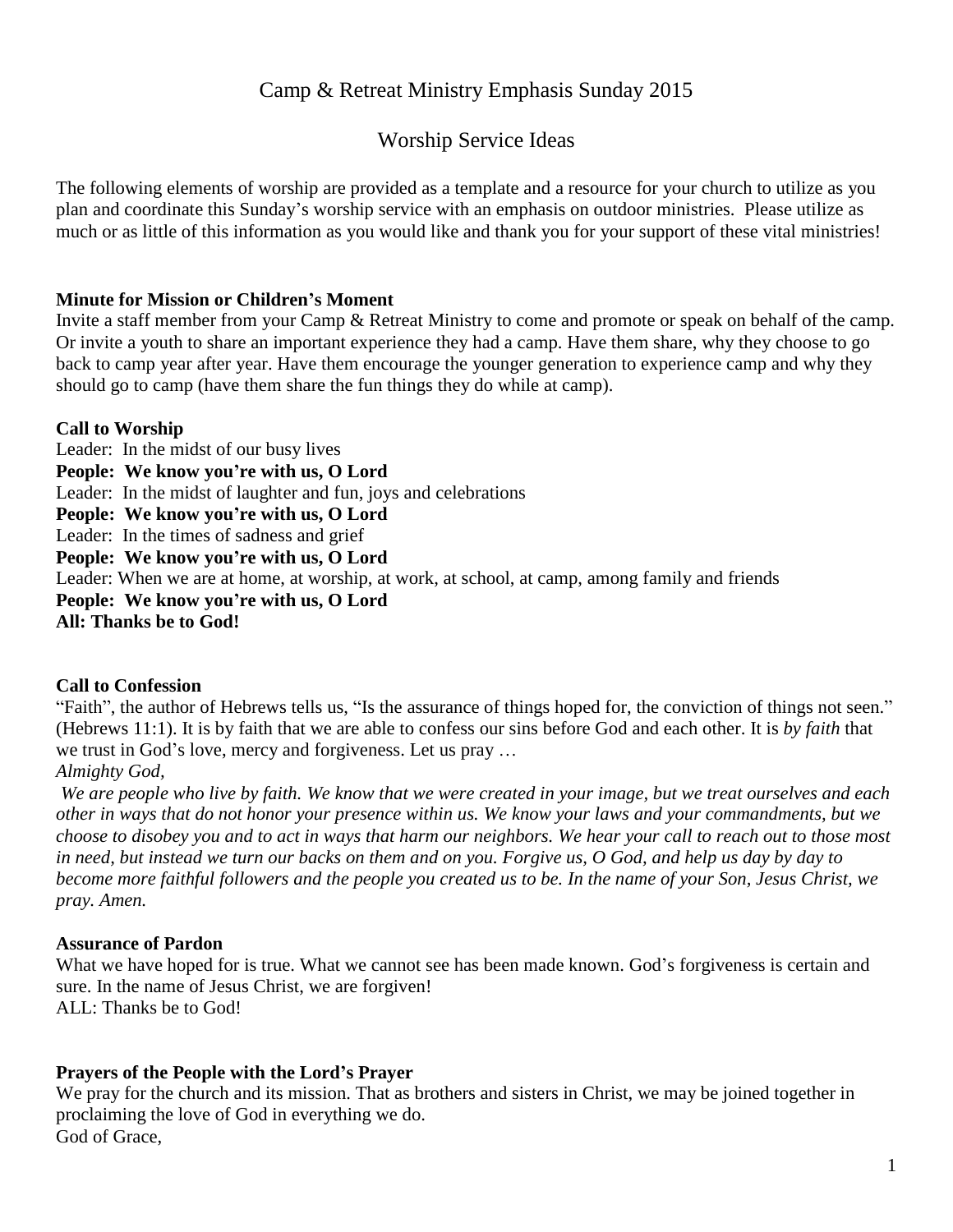# Camp & Retreat Ministry Emphasis Sunday 2015

## Worship Service Ideas

The following elements of worship are provided as a template and a resource for your church to utilize as you plan and coordinate this Sunday's worship service with an emphasis on outdoor ministries. Please utilize as much or as little of this information as you would like and thank you for your support of these vital ministries!

**Minute for Mission or Children's Moment**

Invite a staff member from your Camp & Retreat Ministry to come and promote or speak on behalf of the camp. Or invite a youth to share an important experience they had a camp. Have them share, why they choose to go back to camp year after year. Have them encourage the younger generation to experience camp and why they should go to camp (have them share the fun things they do while at camp).

**Call to Worship**

Leader: In the midst of our busy lives
**People: We know you're with us, O Lord**
Leader: In the midst of laughter and fun, joys and celebrations
**People: We know you're with us, O Lord**
Leader: In the times of sadness and grief
**People: We know you're with us, O Lord**
Leader: When we are at home, at worship, at work, at school, at camp, among family and friends
**People: We know you're with us, O Lord**
**All: Thanks be to God!**

**Call to Confession**

"Faith", the author of Hebrews tells us, "Is the assurance of things hoped for, the conviction of things not seen." (Hebrews 11:1). It is by faith that we are able to confess our sins before God and each other. It is *by faith* that we trust in God's love, mercy and forgiveness. Let us pray …

*Almighty God,*

*We are people who live by faith. We know that we were created in your image, but we treat ourselves and each other in ways that do not honor your presence within us. We know your laws and your commandments, but we choose to disobey you and to act in ways that harm our neighbors. We hear your call to reach out to those most in need, but instead we turn our backs on them and on you. Forgive us, O God, and help us day by day to become more faithful followers and the people you created us to be. In the name of your Son, Jesus Christ, we pray. Amen.*

**Assurance of Pardon**

What we have hoped for is true. What we cannot see has been made known. God's forgiveness is certain and sure. In the name of Jesus Christ, we are forgiven!
ALL: Thanks be to God!

**Prayers of the People with the Lord's Prayer**

We pray for the church and its mission. That as brothers and sisters in Christ, we may be joined together in proclaiming the love of God in everything we do.
God of Grace,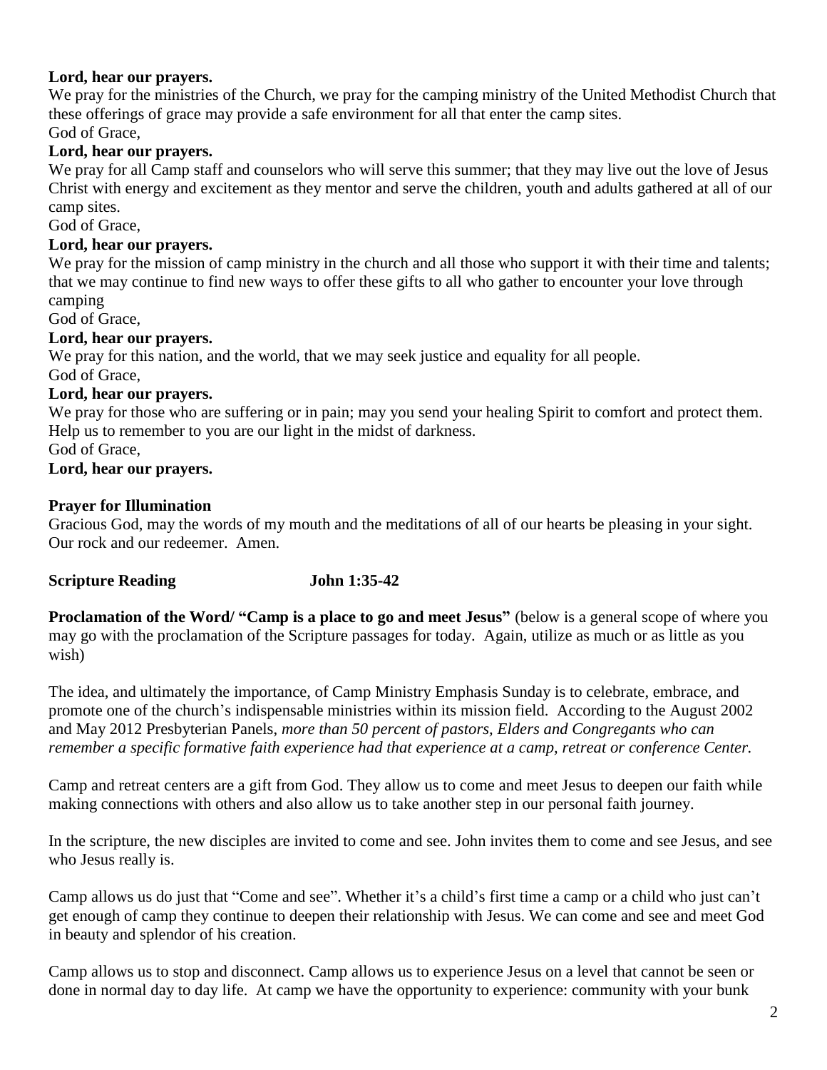**Lord, hear our prayers.**

We pray for the ministries of the Church, we pray for the camping ministry of the United Methodist Church that these offerings of grace may provide a safe environment for all that enter the camp sites.

God of Grace,

**Lord, hear our prayers.**

We pray for all Camp staff and counselors who will serve this summer; that they may live out the love of Jesus Christ with energy and excitement as they mentor and serve the children, youth and adults gathered at all of our camp sites.

God of Grace,

**Lord, hear our prayers.**

We pray for the mission of camp ministry in the church and all those who support it with their time and talents; that we may continue to find new ways to offer these gifts to all who gather to encounter your love through camping

God of Grace,

**Lord, hear our prayers.**

We pray for this nation, and the world, that we may seek justice and equality for all people.

God of Grace,

**Lord, hear our prayers.**

We pray for those who are suffering or in pain; may you send your healing Spirit to comfort and protect them. Help us to remember to you are our light in the midst of darkness.

God of Grace,

**Lord, hear our prayers.**

**Prayer for Illumination**

Gracious God, may the words of my mouth and the meditations of all of our hearts be pleasing in your sight. Our rock and our redeemer. Amen.

**Scripture Reading John 1:35-42**

**Proclamation of the Word/ "Camp is a place to go and meet Jesus"** (below is a general scope of where you may go with the proclamation of the Scripture passages for today. Again, utilize as much or as little as you wish)

The idea, and ultimately the importance, of Camp Ministry Emphasis Sunday is to celebrate, embrace, and promote one of the church's indispensable ministries within its mission field. According to the August 2002 and May 2012 Presbyterian Panels, *more than 50 percent of pastors, Elders and Congregants who can remember a specific formative faith experience had that experience at a camp, retreat or conference Center.*

Camp and retreat centers are a gift from God. They allow us to come and meet Jesus to deepen our faith while making connections with others and also allow us to take another step in our personal faith journey.

In the scripture, the new disciples are invited to come and see. John invites them to come and see Jesus, and see who Jesus really is.

Camp allows us do just that "Come and see". Whether it's a child's first time a camp or a child who just can't get enough of camp they continue to deepen their relationship with Jesus. We can come and see and meet God in beauty and splendor of his creation.

Camp allows us to stop and disconnect. Camp allows us to experience Jesus on a level that cannot be seen or done in normal day to day life. At camp we have the opportunity to experience: community with your bunk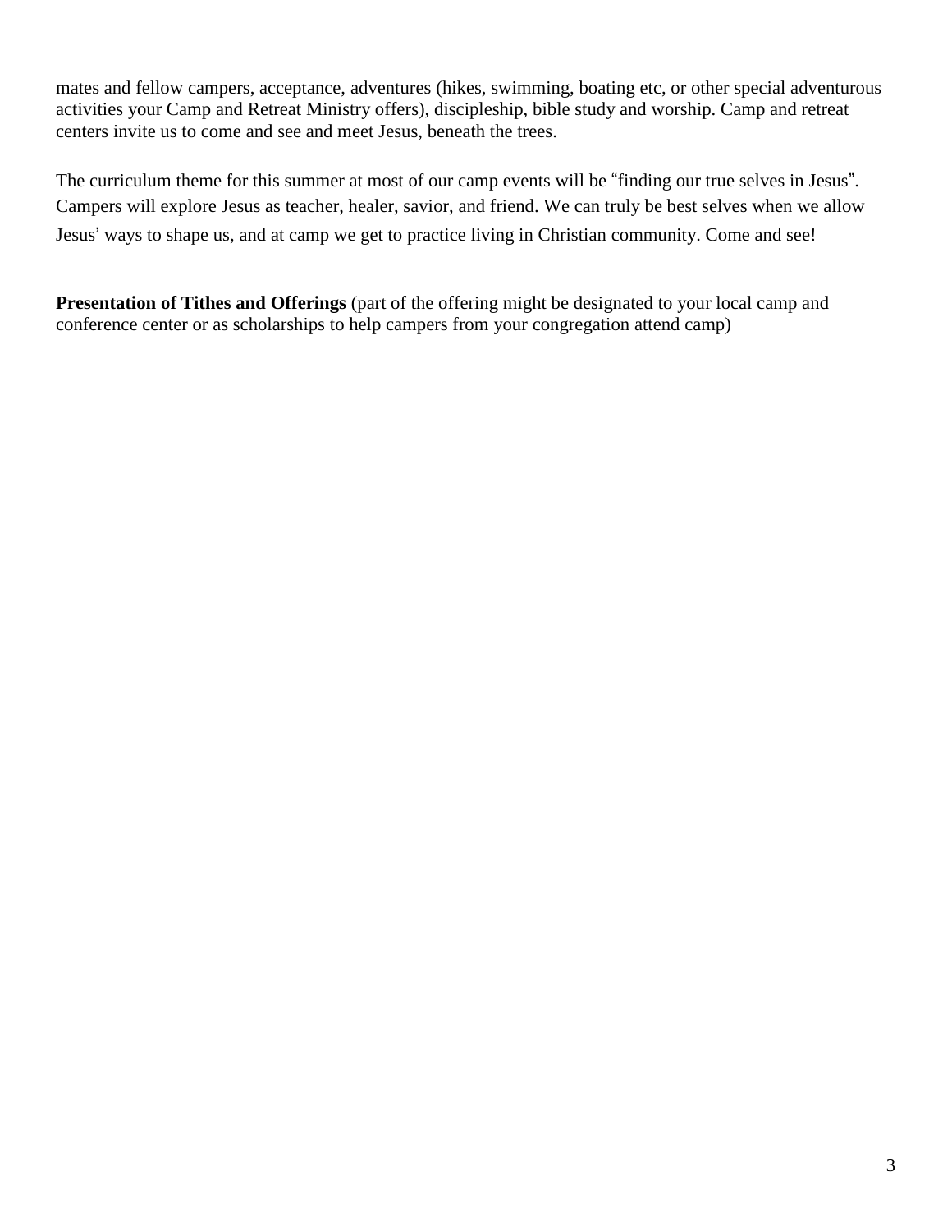mates and fellow campers, acceptance, adventures (hikes, swimming, boating etc, or other special adventurous activities your Camp and Retreat Ministry offers), discipleship, bible study and worship. Camp and retreat centers invite us to come and see and meet Jesus, beneath the trees.

The curriculum theme for this summer at most of our camp events will be "finding our true selves in Jesus". Campers will explore Jesus as teacher, healer, savior, and friend. We can truly be best selves when we allow Jesus' ways to shape us, and at camp we get to practice living in Christian community. Come and see!

**Presentation of Tithes and Offerings** (part of the offering might be designated to your local camp and conference center or as scholarships to help campers from your congregation attend camp)